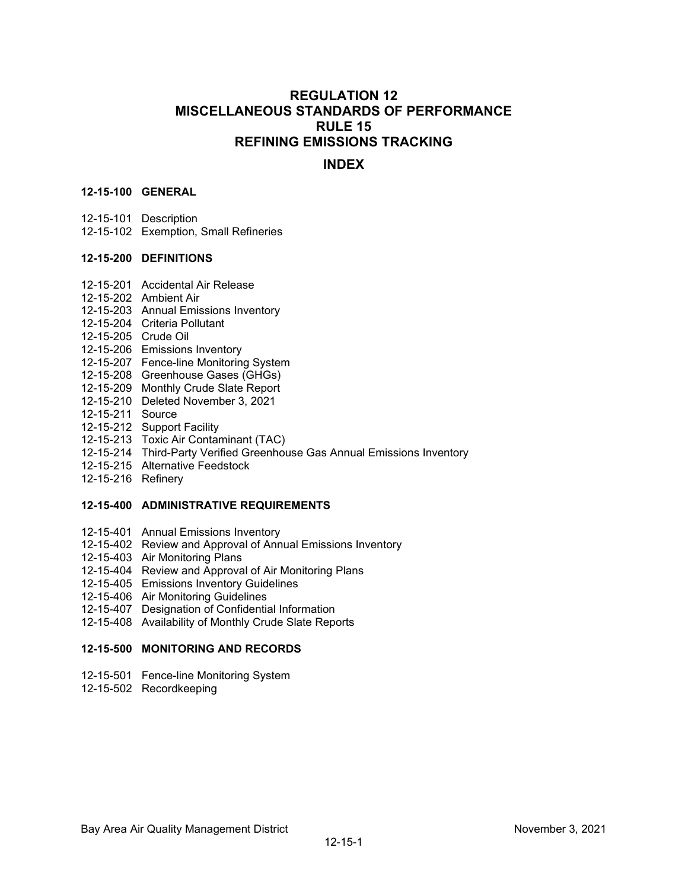# REGULATION 12
# MISCELLANEOUS STANDARDS OF PERFORMANCE
# RULE 15
# REFINING EMISSIONS TRACKING

## INDEX

**12-15-100 GENERAL**

12-15-101 Description
12-15-102 Exemption, Small Refineries

**12-15-200 DEFINITIONS**

12-15-201 Accidental Air Release
12-15-202 Ambient Air
12-15-203 Annual Emissions Inventory
12-15-204 Criteria Pollutant
12-15-205 Crude Oil
12-15-206 Emissions Inventory
12-15-207 Fence-line Monitoring System
12-15-208 Greenhouse Gases (GHGs)
12-15-209 Monthly Crude Slate Report
12-15-210 Deleted November 3, 2021
12-15-211 Source
12-15-212 Support Facility
12-15-213 Toxic Air Contaminant (TAC)
12-15-214 Third-Party Verified Greenhouse Gas Annual Emissions Inventory
12-15-215 Alternative Feedstock
12-15-216 Refinery

**12-15-400 ADMINISTRATIVE REQUIREMENTS**

12-15-401 Annual Emissions Inventory
12-15-402 Review and Approval of Annual Emissions Inventory
12-15-403 Air Monitoring Plans
12-15-404 Review and Approval of Air Monitoring Plans
12-15-405 Emissions Inventory Guidelines
12-15-406 Air Monitoring Guidelines
12-15-407 Designation of Confidential Information
12-15-408 Availability of Monthly Crude Slate Reports

**12-15-500 MONITORING AND RECORDS**

12-15-501 Fence-line Monitoring System
12-15-502 Recordkeeping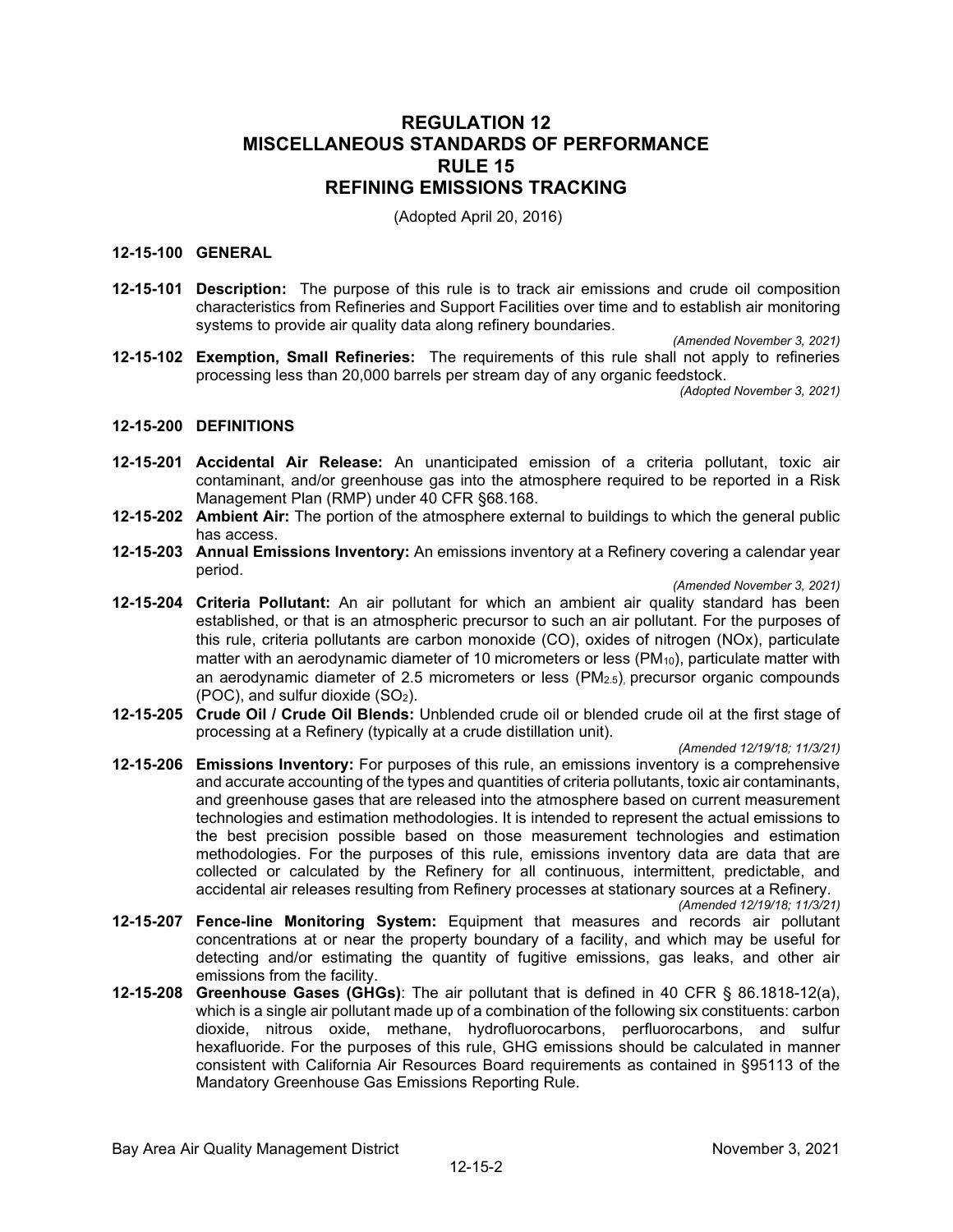# REGULATION 12
# MISCELLANEOUS STANDARDS OF PERFORMANCE
# RULE 15
# REFINING EMISSIONS TRACKING

(Adopted April 20, 2016)

## 12-15-100 GENERAL

**12-15-101 Description:** The purpose of this rule is to track air emissions and crude oil composition characteristics from Refineries and Support Facilities over time and to establish air monitoring systems to provide air quality data along refinery boundaries.

*(Amended November 3, 2021)*

**12-15-102 Exemption, Small Refineries:** The requirements of this rule shall not apply to refineries processing less than 20,000 barrels per stream day of any organic feedstock.

*(Adopted November 3, 2021)*

## 12-15-200 DEFINITIONS

**12-15-201 Accidental Air Release:** An unanticipated emission of a criteria pollutant, toxic air contaminant, and/or greenhouse gas into the atmosphere required to be reported in a Risk Management Plan (RMP) under 40 CFR §68.168.

**12-15-202 Ambient Air:** The portion of the atmosphere external to buildings to which the general public has access.

**12-15-203 Annual Emissions Inventory:** An emissions inventory at a Refinery covering a calendar year period.

*(Amended November 3, 2021)*

**12-15-204 Criteria Pollutant:** An air pollutant for which an ambient air quality standard has been established, or that is an atmospheric precursor to such an air pollutant. For the purposes of this rule, criteria pollutants are carbon monoxide (CO), oxides of nitrogen (NOx), particulate matter with an aerodynamic diameter of 10 micrometers or less ($PM_{10}$), particulate matter with an aerodynamic diameter of 2.5 micrometers or less ($PM_{2.5}$), precursor organic compounds (POC), and sulfur dioxide ($SO_2$).

**12-15-205 Crude Oil / Crude Oil Blends:** Unblended crude oil or blended crude oil at the first stage of processing at a Refinery (typically at a crude distillation unit).

*(Amended 12/19/18; 11/3/21)*

**12-15-206 Emissions Inventory:** For purposes of this rule, an emissions inventory is a comprehensive and accurate accounting of the types and quantities of criteria pollutants, toxic air contaminants, and greenhouse gases that are released into the atmosphere based on current measurement technologies and estimation methodologies. It is intended to represent the actual emissions to the best precision possible based on those measurement technologies and estimation methodologies. For the purposes of this rule, emissions inventory data are data that are collected or calculated by the Refinery for all continuous, intermittent, predictable, and accidental air releases resulting from Refinery processes at stationary sources at a Refinery.

*(Amended 12/19/18; 11/3/21)*

**12-15-207 Fence-line Monitoring System:** Equipment that measures and records air pollutant concentrations at or near the property boundary of a facility, and which may be useful for detecting and/or estimating the quantity of fugitive emissions, gas leaks, and other air emissions from the facility.

**12-15-208 Greenhouse Gases (GHGs)**: The air pollutant that is defined in 40 CFR § 86.1818-12(a), which is a single air pollutant made up of a combination of the following six constituents: carbon dioxide, nitrous oxide, methane, hydrofluorocarbons, perfluorocarbons, and sulfur hexafluoride. For the purposes of this rule, GHG emissions should be calculated in manner consistent with California Air Resources Board requirements as contained in §95113 of the Mandatory Greenhouse Gas Emissions Reporting Rule.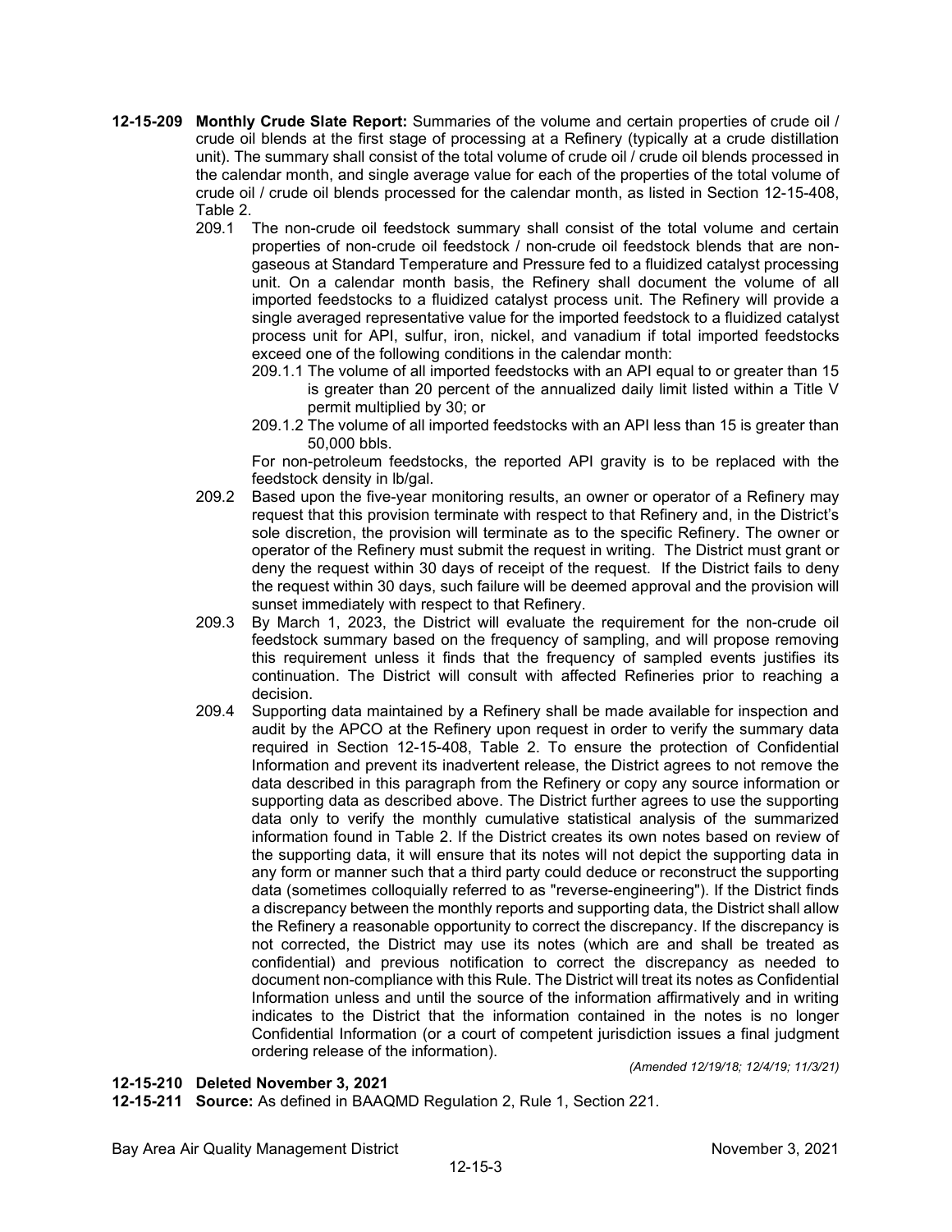**12-15-209 Monthly Crude Slate Report:** Summaries of the volume and certain properties of crude oil / crude oil blends at the first stage of processing at a Refinery (typically at a crude distillation unit). The summary shall consist of the total volume of crude oil / crude oil blends processed in the calendar month, and single average value for each of the properties of the total volume of crude oil / crude oil blends processed for the calendar month, as listed in Section 12-15-408, Table 2.

209.1 The non-crude oil feedstock summary shall consist of the total volume and certain properties of non-crude oil feedstock / non-crude oil feedstock blends that are non-gaseous at Standard Temperature and Pressure fed to a fluidized catalyst processing unit. On a calendar month basis, the Refinery shall document the volume of all imported feedstocks to a fluidized catalyst process unit. The Refinery will provide a single averaged representative value for the imported feedstock to a fluidized catalyst process unit for API, sulfur, iron, nickel, and vanadium if total imported feedstocks exceed one of the following conditions in the calendar month:

209.1.1 The volume of all imported feedstocks with an API equal to or greater than 15 is greater than 20 percent of the annualized daily limit listed within a Title V permit multiplied by 30; or

209.1.2 The volume of all imported feedstocks with an API less than 15 is greater than 50,000 bbls.

For non-petroleum feedstocks, the reported API gravity is to be replaced with the feedstock density in lb/gal.

209.2 Based upon the five-year monitoring results, an owner or operator of a Refinery may request that this provision terminate with respect to that Refinery and, in the District's sole discretion, the provision will terminate as to the specific Refinery. The owner or operator of the Refinery must submit the request in writing. The District must grant or deny the request within 30 days of receipt of the request. If the District fails to deny the request within 30 days, such failure will be deemed approval and the provision will sunset immediately with respect to that Refinery.

209.3 By March 1, 2023, the District will evaluate the requirement for the non-crude oil feedstock summary based on the frequency of sampling, and will propose removing this requirement unless it finds that the frequency of sampled events justifies its continuation. The District will consult with affected Refineries prior to reaching a decision.

209.4 Supporting data maintained by a Refinery shall be made available for inspection and audit by the APCO at the Refinery upon request in order to verify the summary data required in Section 12-15-408, Table 2. To ensure the protection of Confidential Information and prevent its inadvertent release, the District agrees to not remove the data described in this paragraph from the Refinery or copy any source information or supporting data as described above. The District further agrees to use the supporting data only to verify the monthly cumulative statistical analysis of the summarized information found in Table 2. If the District creates its own notes based on review of the supporting data, it will ensure that its notes will not depict the supporting data in any form or manner such that a third party could deduce or reconstruct the supporting data (sometimes colloquially referred to as "reverse-engineering"). If the District finds a discrepancy between the monthly reports and supporting data, the District shall allow the Refinery a reasonable opportunity to correct the discrepancy. If the discrepancy is not corrected, the District may use its notes (which are and shall be treated as confidential) and previous notification to correct the discrepancy as needed to document non-compliance with this Rule. The District will treat its notes as Confidential Information unless and until the source of the information affirmatively and in writing indicates to the District that the information contained in the notes is no longer Confidential Information (or a court of competent jurisdiction issues a final judgment ordering release of the information).

*(Amended 12/19/18; 12/4/19; 11/3/21)*

**12-15-210 Deleted November 3, 2021**

**12-15-211 Source:** As defined in BAAQMD Regulation 2, Rule 1, Section 221.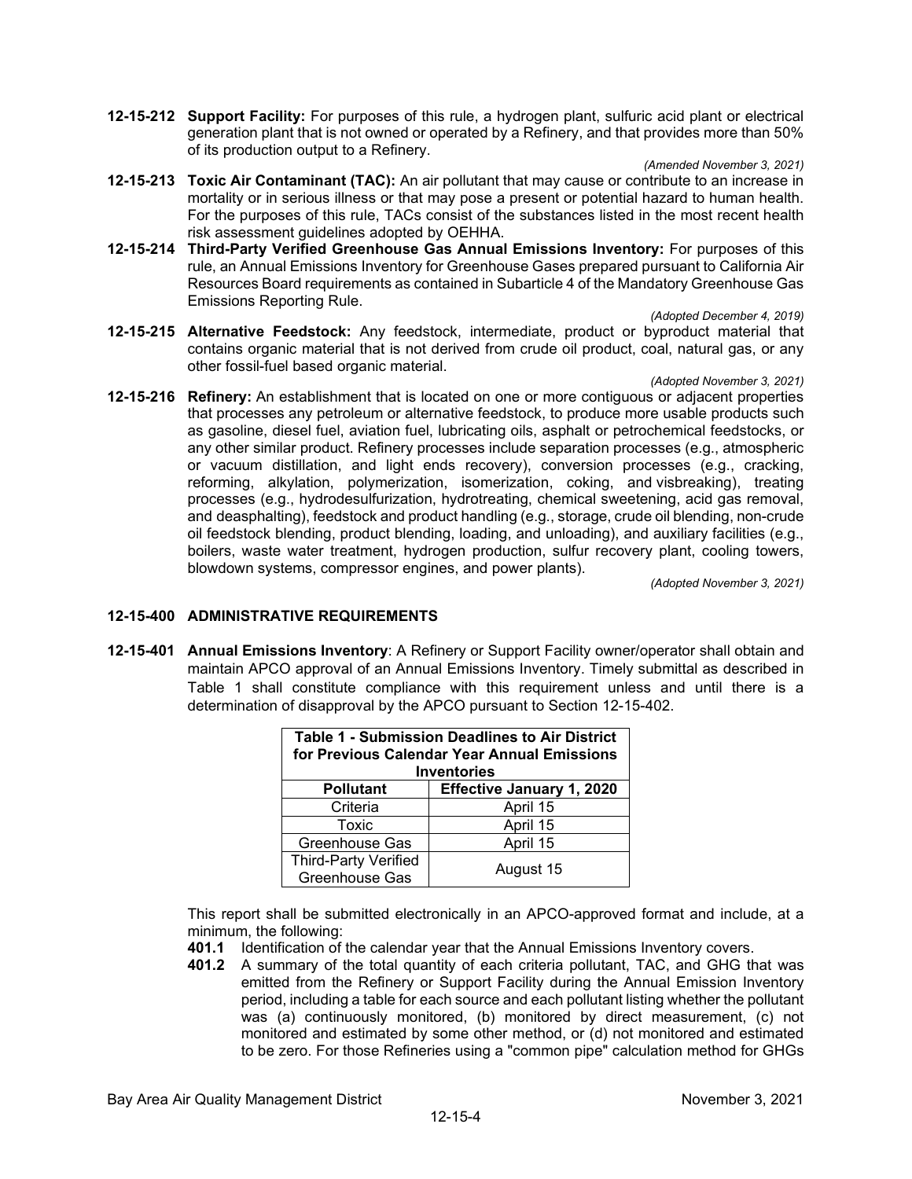**12-15-212 Support Facility:** For purposes of this rule, a hydrogen plant, sulfuric acid plant or electrical generation plant that is not owned or operated by a Refinery, and that provides more than 50% of its production output to a Refinery.

*(Amended November 3, 2021)*

**12-15-213 Toxic Air Contaminant (TAC):** An air pollutant that may cause or contribute to an increase in mortality or in serious illness or that may pose a present or potential hazard to human health. For the purposes of this rule, TACs consist of the substances listed in the most recent health risk assessment guidelines adopted by OEHHA.

**12-15-214 Third-Party Verified Greenhouse Gas Annual Emissions Inventory:** For purposes of this rule, an Annual Emissions Inventory for Greenhouse Gases prepared pursuant to California Air Resources Board requirements as contained in Subarticle 4 of the Mandatory Greenhouse Gas Emissions Reporting Rule.

*(Adopted December 4, 2019)*

**12-15-215 Alternative Feedstock:** Any feedstock, intermediate, product or byproduct material that contains organic material that is not derived from crude oil product, coal, natural gas, or any other fossil-fuel based organic material.

*(Adopted November 3, 2021)*

**12-15-216 Refinery:** An establishment that is located on one or more contiguous or adjacent properties that processes any petroleum or alternative feedstock, to produce more usable products such as gasoline, diesel fuel, aviation fuel, lubricating oils, asphalt or petrochemical feedstocks, or any other similar product. Refinery processes include separation processes (e.g., atmospheric or vacuum distillation, and light ends recovery), conversion processes (e.g., cracking, reforming, alkylation, polymerization, isomerization, coking, and visbreaking), treating processes (e.g., hydrodesulfurization, hydrotreating, chemical sweetening, acid gas removal, and deasphalting), feedstock and product handling (e.g., storage, crude oil blending, non-crude oil feedstock blending, product blending, loading, and unloading), and auxiliary facilities (e.g., boilers, waste water treatment, hydrogen production, sulfur recovery plant, cooling towers, blowdown systems, compressor engines, and power plants).

*(Adopted November 3, 2021)*

## 12-15-400 ADMINISTRATIVE REQUIREMENTS

**12-15-401 Annual Emissions Inventory**: A Refinery or Support Facility owner/operator shall obtain and maintain APCO approval of an Annual Emissions Inventory. Timely submittal as described in Table 1 shall constitute compliance with this requirement unless and until there is a determination of disapproval by the APCO pursuant to Section 12-15-402.

| **Table 1 - Submission Deadlines to Air District for Previous Calendar Year Annual Emissions Inventories** | |
|---|---|
| **Pollutant** | **Effective January 1, 2020** |
| Criteria | April 15 |
| Toxic | April 15 |
| Greenhouse Gas | April 15 |
| Third-Party Verified Greenhouse Gas | August 15 |

This report shall be submitted electronically in an APCO-approved format and include, at a minimum, the following:

**401.1** Identification of the calendar year that the Annual Emissions Inventory covers.

**401.2** A summary of the total quantity of each criteria pollutant, TAC, and GHG that was emitted from the Refinery or Support Facility during the Annual Emission Inventory period, including a table for each source and each pollutant listing whether the pollutant was (a) continuously monitored, (b) monitored by direct measurement, (c) not monitored and estimated by some other method, or (d) not monitored and estimated to be zero. For those Refineries using a "common pipe" calculation method for GHGs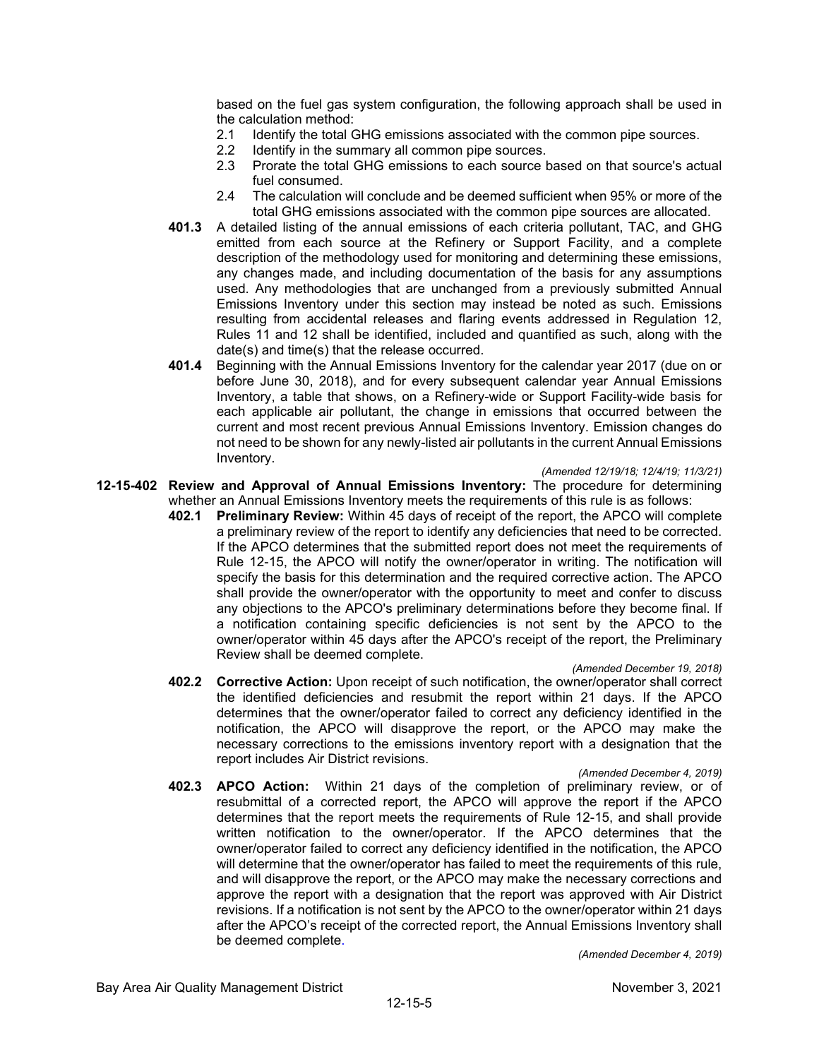based on the fuel gas system configuration, the following approach shall be used in the calculation method:

2.1 Identify the total GHG emissions associated with the common pipe sources.
2.2 Identify in the summary all common pipe sources.
2.3 Prorate the total GHG emissions to each source based on that source's actual fuel consumed.
2.4 The calculation will conclude and be deemed sufficient when 95% or more of the total GHG emissions associated with the common pipe sources are allocated.

**401.3** A detailed listing of the annual emissions of each criteria pollutant, TAC, and GHG emitted from each source at the Refinery or Support Facility, and a complete description of the methodology used for monitoring and determining these emissions, any changes made, and including documentation of the basis for any assumptions used. Any methodologies that are unchanged from a previously submitted Annual Emissions Inventory under this section may instead be noted as such. Emissions resulting from accidental releases and flaring events addressed in Regulation 12, Rules 11 and 12 shall be identified, included and quantified as such, along with the date(s) and time(s) that the release occurred.

**401.4** Beginning with the Annual Emissions Inventory for the calendar year 2017 (due on or before June 30, 2018), and for every subsequent calendar year Annual Emissions Inventory, a table that shows, on a Refinery-wide or Support Facility-wide basis for each applicable air pollutant, the change in emissions that occurred between the current and most recent previous Annual Emissions Inventory. Emission changes do not need to be shown for any newly-listed air pollutants in the current Annual Emissions Inventory.

*(Amended 12/19/18; 12/4/19; 11/3/21)*

**12-15-402 Review and Approval of Annual Emissions Inventory:** The procedure for determining whether an Annual Emissions Inventory meets the requirements of this rule is as follows:

**402.1 Preliminary Review:** Within 45 days of receipt of the report, the APCO will complete a preliminary review of the report to identify any deficiencies that need to be corrected. If the APCO determines that the submitted report does not meet the requirements of Rule 12-15, the APCO will notify the owner/operator in writing. The notification will specify the basis for this determination and the required corrective action. The APCO shall provide the owner/operator with the opportunity to meet and confer to discuss any objections to the APCO's preliminary determinations before they become final. If a notification containing specific deficiencies is not sent by the APCO to the owner/operator within 45 days after the APCO's receipt of the report, the Preliminary Review shall be deemed complete.

*(Amended December 19, 2018)*

**402.2 Corrective Action:** Upon receipt of such notification, the owner/operator shall correct the identified deficiencies and resubmit the report within 21 days. If the APCO determines that the owner/operator failed to correct any deficiency identified in the notification, the APCO will disapprove the report, or the APCO may make the necessary corrections to the emissions inventory report with a designation that the report includes Air District revisions.

*(Amended December 4, 2019)*

**402.3 APCO Action:** Within 21 days of the completion of preliminary review, or of resubmittal of a corrected report, the APCO will approve the report if the APCO determines that the report meets the requirements of Rule 12-15, and shall provide written notification to the owner/operator. If the APCO determines that the owner/operator failed to correct any deficiency identified in the notification, the APCO will determine that the owner/operator has failed to meet the requirements of this rule, and will disapprove the report, or the APCO may make the necessary corrections and approve the report with a designation that the report was approved with Air District revisions. If a notification is not sent by the APCO to the owner/operator within 21 days after the APCO's receipt of the corrected report, the Annual Emissions Inventory shall be deemed complete.

*(Amended December 4, 2019)*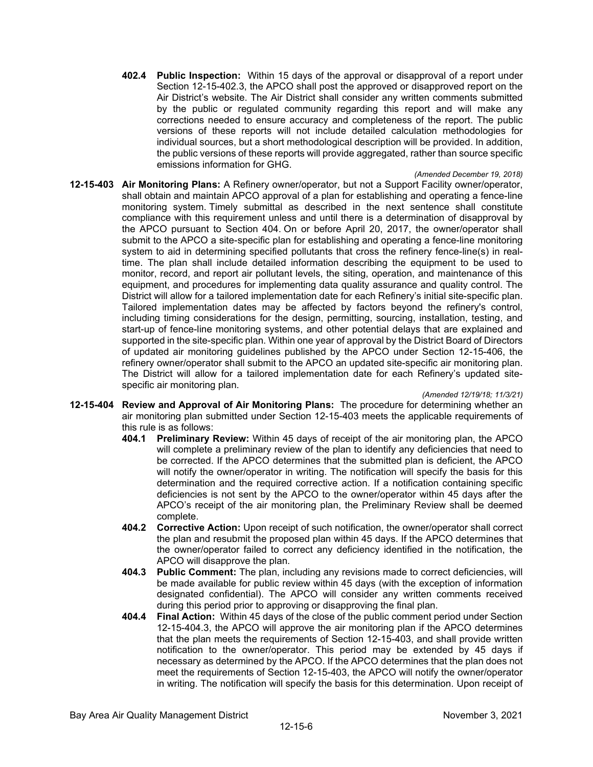**402.4 Public Inspection:** Within 15 days of the approval or disapproval of a report under Section 12-15-402.3, the APCO shall post the approved or disapproved report on the Air District's website. The Air District shall consider any written comments submitted by the public or regulated community regarding this report and will make any corrections needed to ensure accuracy and completeness of the report. The public versions of these reports will not include detailed calculation methodologies for individual sources, but a short methodological description will be provided. In addition, the public versions of these reports will provide aggregated, rather than source specific emissions information for GHG.

*(Amended December 19, 2018)*

**12-15-403 Air Monitoring Plans:** A Refinery owner/operator, but not a Support Facility owner/operator, shall obtain and maintain APCO approval of a plan for establishing and operating a fence-line monitoring system. Timely submittal as described in the next sentence shall constitute compliance with this requirement unless and until there is a determination of disapproval by the APCO pursuant to Section 404. On or before April 20, 2017, the owner/operator shall submit to the APCO a site-specific plan for establishing and operating a fence-line monitoring system to aid in determining specified pollutants that cross the refinery fence-line(s) in real-time. The plan shall include detailed information describing the equipment to be used to monitor, record, and report air pollutant levels, the siting, operation, and maintenance of this equipment, and procedures for implementing data quality assurance and quality control. The District will allow for a tailored implementation date for each Refinery's initial site-specific plan. Tailored implementation dates may be affected by factors beyond the refinery's control, including timing considerations for the design, permitting, sourcing, installation, testing, and start-up of fence-line monitoring systems, and other potential delays that are explained and supported in the site-specific plan. Within one year of approval by the District Board of Directors of updated air monitoring guidelines published by the APCO under Section 12-15-406, the refinery owner/operator shall submit to the APCO an updated site-specific air monitoring plan. The District will allow for a tailored implementation date for each Refinery's updated site-specific air monitoring plan.

*(Amended 12/19/18; 11/3/21)*

**12-15-404 Review and Approval of Air Monitoring Plans:** The procedure for determining whether an air monitoring plan submitted under Section 12-15-403 meets the applicable requirements of this rule is as follows:

**404.1 Preliminary Review:** Within 45 days of receipt of the air monitoring plan, the APCO will complete a preliminary review of the plan to identify any deficiencies that need to be corrected. If the APCO determines that the submitted plan is deficient, the APCO will notify the owner/operator in writing. The notification will specify the basis for this determination and the required corrective action. If a notification containing specific deficiencies is not sent by the APCO to the owner/operator within 45 days after the APCO's receipt of the air monitoring plan, the Preliminary Review shall be deemed complete.

**404.2 Corrective Action:** Upon receipt of such notification, the owner/operator shall correct the plan and resubmit the proposed plan within 45 days. If the APCO determines that the owner/operator failed to correct any deficiency identified in the notification, the APCO will disapprove the plan.

**404.3 Public Comment:** The plan, including any revisions made to correct deficiencies, will be made available for public review within 45 days (with the exception of information designated confidential). The APCO will consider any written comments received during this period prior to approving or disapproving the final plan.

**404.4 Final Action:** Within 45 days of the close of the public comment period under Section 12-15-404.3, the APCO will approve the air monitoring plan if the APCO determines that the plan meets the requirements of Section 12-15-403, and shall provide written notification to the owner/operator. This period may be extended by 45 days if necessary as determined by the APCO. If the APCO determines that the plan does not meet the requirements of Section 12-15-403, the APCO will notify the owner/operator in writing. The notification will specify the basis for this determination. Upon receipt of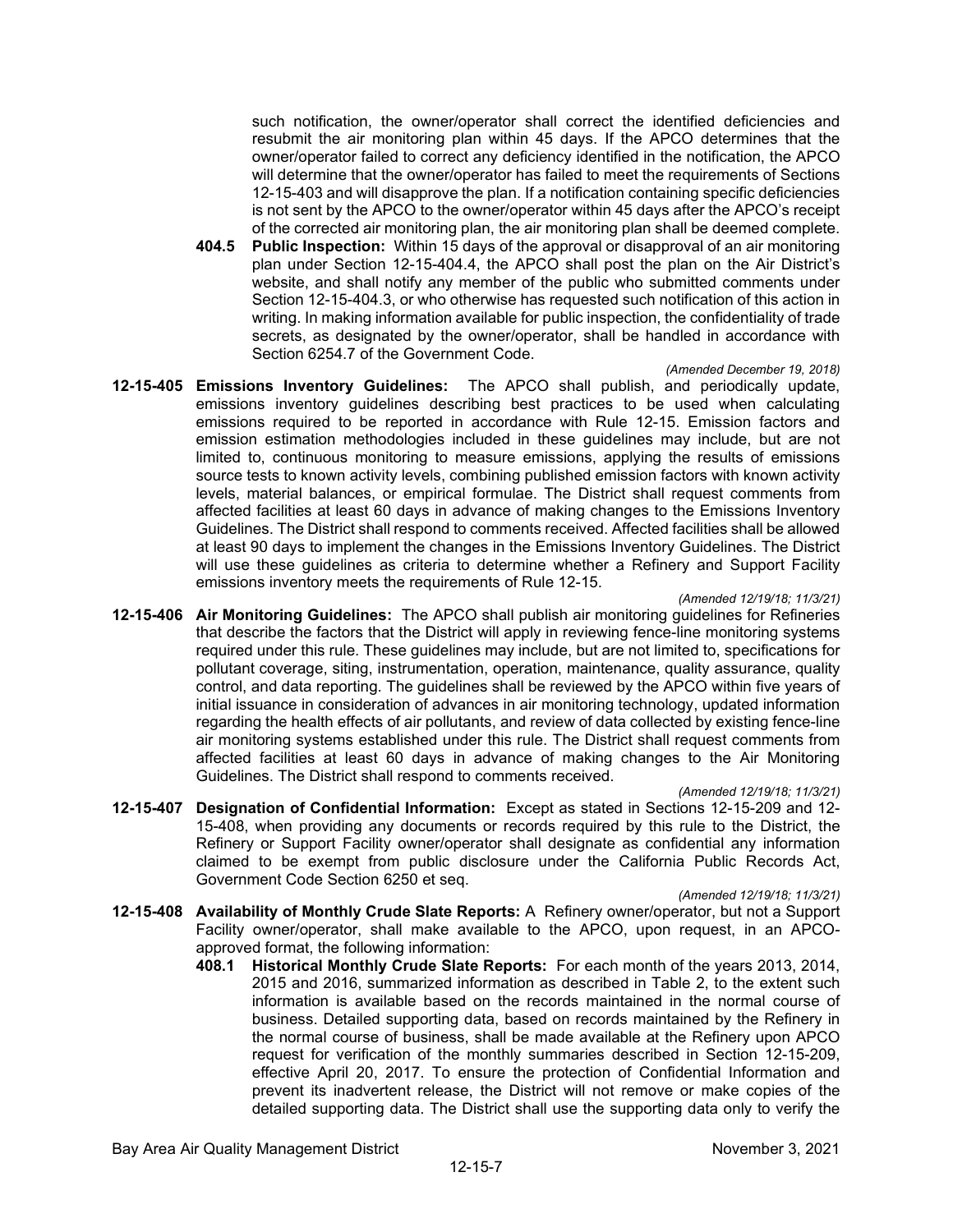such notification, the owner/operator shall correct the identified deficiencies and resubmit the air monitoring plan within 45 days. If the APCO determines that the owner/operator failed to correct any deficiency identified in the notification, the APCO will determine that the owner/operator has failed to meet the requirements of Sections 12-15-403 and will disapprove the plan. If a notification containing specific deficiencies is not sent by the APCO to the owner/operator within 45 days after the APCO's receipt of the corrected air monitoring plan, the air monitoring plan shall be deemed complete.

**404.5 Public Inspection:** Within 15 days of the approval or disapproval of an air monitoring plan under Section 12-15-404.4, the APCO shall post the plan on the Air District's website, and shall notify any member of the public who submitted comments under Section 12-15-404.3, or who otherwise has requested such notification of this action in writing. In making information available for public inspection, the confidentiality of trade secrets, as designated by the owner/operator, shall be handled in accordance with Section 6254.7 of the Government Code.

*(Amended December 19, 2018)*

**12-15-405 Emissions Inventory Guidelines:** The APCO shall publish, and periodically update, emissions inventory guidelines describing best practices to be used when calculating emissions required to be reported in accordance with Rule 12-15. Emission factors and emission estimation methodologies included in these guidelines may include, but are not limited to, continuous monitoring to measure emissions, applying the results of emissions source tests to known activity levels, combining published emission factors with known activity levels, material balances, or empirical formulae. The District shall request comments from affected facilities at least 60 days in advance of making changes to the Emissions Inventory Guidelines. The District shall respond to comments received. Affected facilities shall be allowed at least 90 days to implement the changes in the Emissions Inventory Guidelines. The District will use these guidelines as criteria to determine whether a Refinery and Support Facility emissions inventory meets the requirements of Rule 12-15.

*(Amended 12/19/18; 11/3/21)*

**12-15-406 Air Monitoring Guidelines:** The APCO shall publish air monitoring guidelines for Refineries that describe the factors that the District will apply in reviewing fence-line monitoring systems required under this rule. These guidelines may include, but are not limited to, specifications for pollutant coverage, siting, instrumentation, operation, maintenance, quality assurance, quality control, and data reporting. The guidelines shall be reviewed by the APCO within five years of initial issuance in consideration of advances in air monitoring technology, updated information regarding the health effects of air pollutants, and review of data collected by existing fence-line air monitoring systems established under this rule. The District shall request comments from affected facilities at least 60 days in advance of making changes to the Air Monitoring Guidelines. The District shall respond to comments received.

*(Amended 12/19/18; 11/3/21)*

**12-15-407 Designation of Confidential Information:** Except as stated in Sections 12-15-209 and 12-15-408, when providing any documents or records required by this rule to the District, the Refinery or Support Facility owner/operator shall designate as confidential any information claimed to be exempt from public disclosure under the California Public Records Act, Government Code Section 6250 et seq.

*(Amended 12/19/18; 11/3/21)*

**12-15-408 Availability of Monthly Crude Slate Reports:** A Refinery owner/operator, but not a Support Facility owner/operator, shall make available to the APCO, upon request, in an APCO-approved format, the following information:

**408.1 Historical Monthly Crude Slate Reports:** For each month of the years 2013, 2014, 2015 and 2016, summarized information as described in Table 2, to the extent such information is available based on the records maintained in the normal course of business. Detailed supporting data, based on records maintained by the Refinery in the normal course of business, shall be made available at the Refinery upon APCO request for verification of the monthly summaries described in Section 12-15-209, effective April 20, 2017. To ensure the protection of Confidential Information and prevent its inadvertent release, the District will not remove or make copies of the detailed supporting data. The District shall use the supporting data only to verify the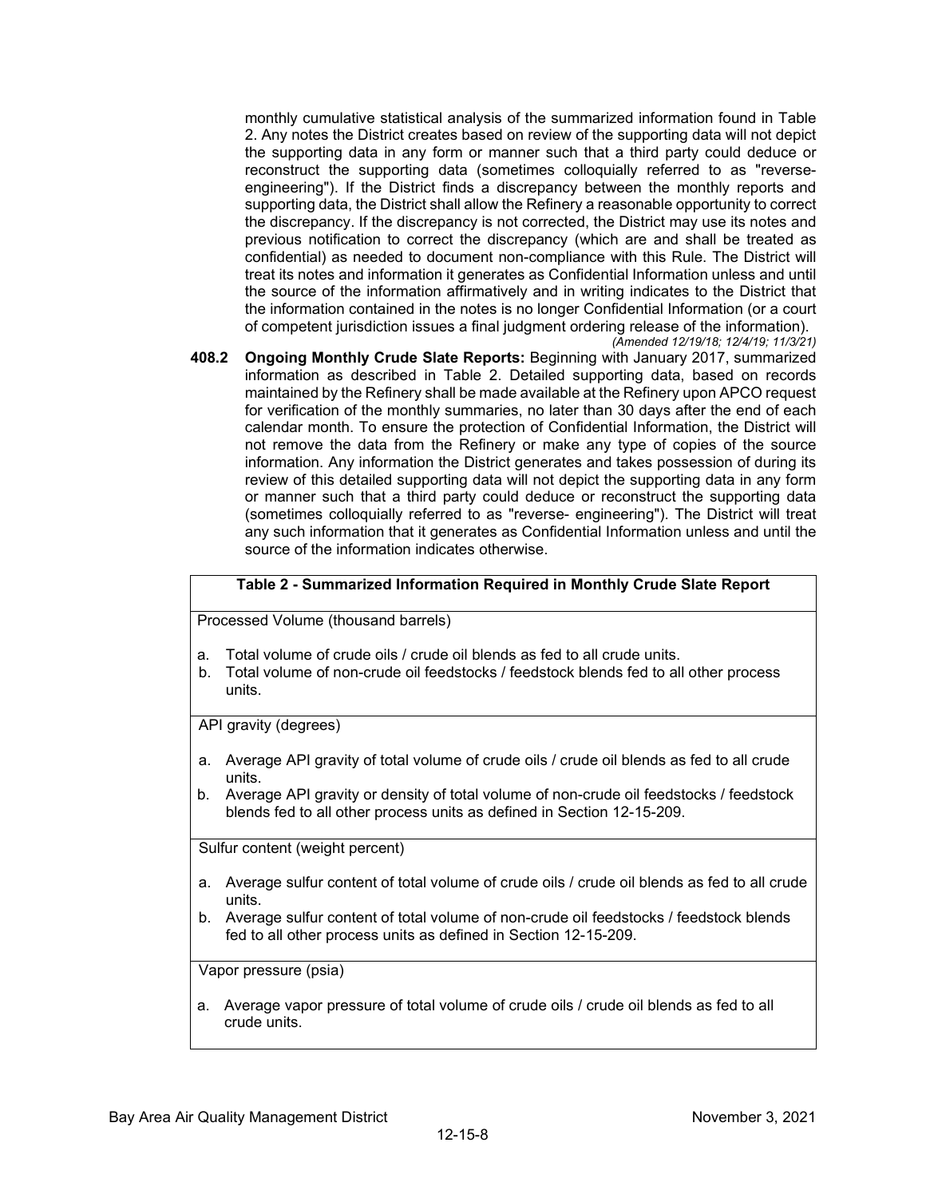monthly cumulative statistical analysis of the summarized information found in Table 2. Any notes the District creates based on review of the supporting data will not depict the supporting data in any form or manner such that a third party could deduce or reconstruct the supporting data (sometimes colloquially referred to as "reverse-engineering"). If the District finds a discrepancy between the monthly reports and supporting data, the District shall allow the Refinery a reasonable opportunity to correct the discrepancy. If the discrepancy is not corrected, the District may use its notes and previous notification to correct the discrepancy (which are and shall be treated as confidential) as needed to document non-compliance with this Rule. The District will treat its notes and information it generates as Confidential Information unless and until the source of the information affirmatively and in writing indicates to the District that the information contained in the notes is no longer Confidential Information (or a court of competent jurisdiction issues a final judgment ordering release of the information).
*(Amended 12/19/18; 12/4/19; 11/3/21)*

**408.2 Ongoing Monthly Crude Slate Reports:** Beginning with January 2017, summarized information as described in Table 2. Detailed supporting data, based on records maintained by the Refinery shall be made available at the Refinery upon APCO request for verification of the monthly summaries, no later than 30 days after the end of each calendar month. To ensure the protection of Confidential Information, the District will not remove the data from the Refinery or make any type of copies of the source information. Any information the District generates and takes possession of during its review of this detailed supporting data will not depict the supporting data in any form or manner such that a third party could deduce or reconstruct the supporting data (sometimes colloquially referred to as "reverse- engineering"). The District will treat any such information that it generates as Confidential Information unless and until the source of the information indicates otherwise.

| Table 2 - Summarized Information Required in Monthly Crude Slate Report |
|---|
| Processed Volume (thousand barrels)<br><br>a. Total volume of crude oils / crude oil blends as fed to all crude units.<br>b. Total volume of non-crude oil feedstocks / feedstock blends fed to all other process units. |
| API gravity (degrees)<br><br>a. Average API gravity of total volume of crude oils / crude oil blends as fed to all crude units.<br>b. Average API gravity or density of total volume of non-crude oil feedstocks / feedstock blends fed to all other process units as defined in Section 12-15-209. |
| Sulfur content (weight percent)<br><br>a. Average sulfur content of total volume of crude oils / crude oil blends as fed to all crude units.<br>b. Average sulfur content of total volume of non-crude oil feedstocks / feedstock blends fed to all other process units as defined in Section 12-15-209. |
| Vapor pressure (psia)<br><br>a. Average vapor pressure of total volume of crude oils / crude oil blends as fed to all crude units. |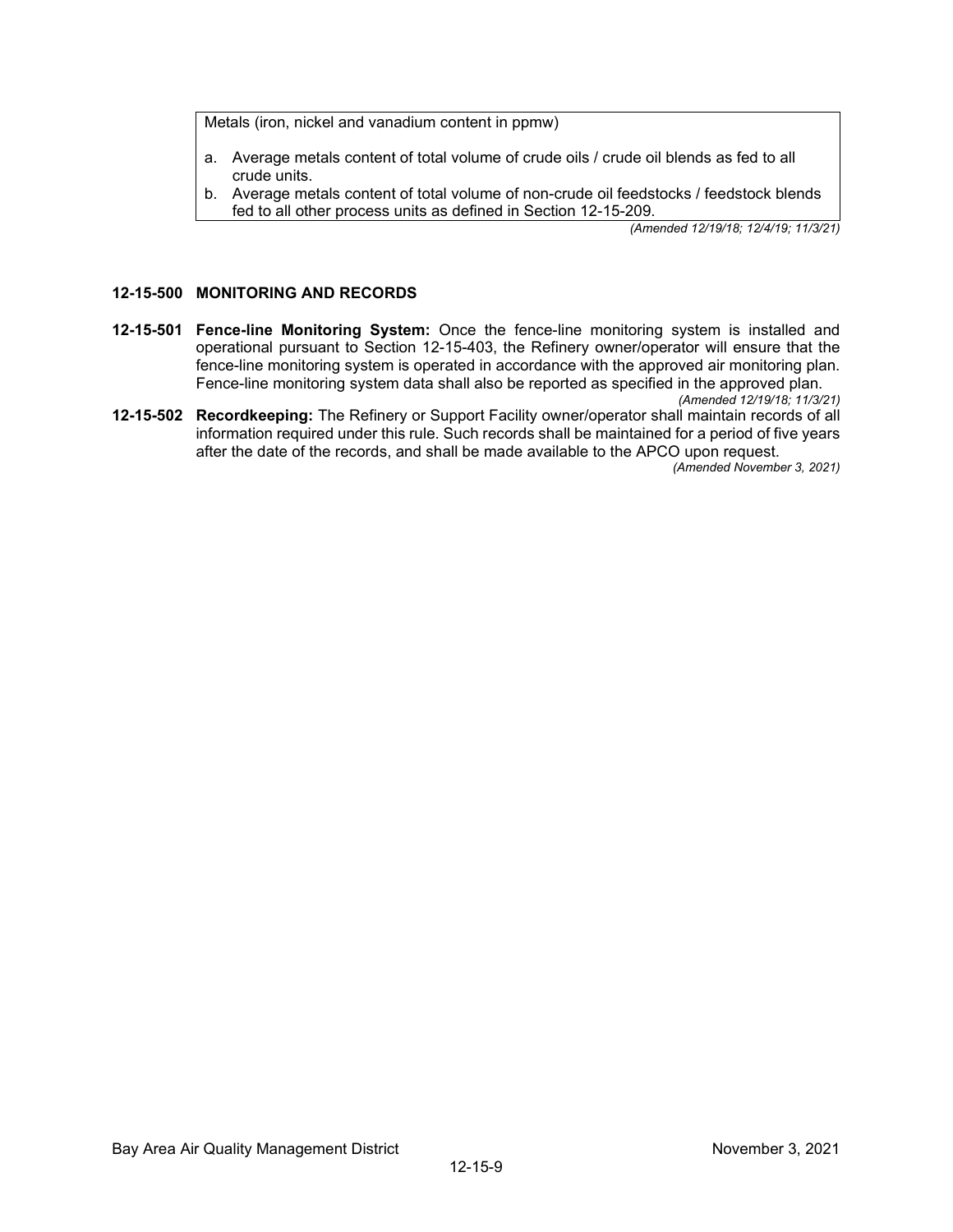| |
| --- |
| Metals (iron, nickel and vanadium content in ppmw)<br><br>a. Average metals content of total volume of crude oils / crude oil blends as fed to all crude units.<br>b. Average metals content of total volume of non-crude oil feedstocks / feedstock blends fed to all other process units as defined in Section 12-15-209. |

*(Amended 12/19/18; 12/4/19; 11/3/21)*

## 12-15-500 MONITORING AND RECORDS

**12-15-501 Fence-line Monitoring System:** Once the fence-line monitoring system is installed and operational pursuant to Section 12-15-403, the Refinery owner/operator will ensure that the fence-line monitoring system is operated in accordance with the approved air monitoring plan. Fence-line monitoring system data shall also be reported as specified in the approved plan.

*(Amended 12/19/18; 11/3/21)*

**12-15-502 Recordkeeping:** The Refinery or Support Facility owner/operator shall maintain records of all information required under this rule. Such records shall be maintained for a period of five years after the date of the records, and shall be made available to the APCO upon request.

*(Amended November 3, 2021)*